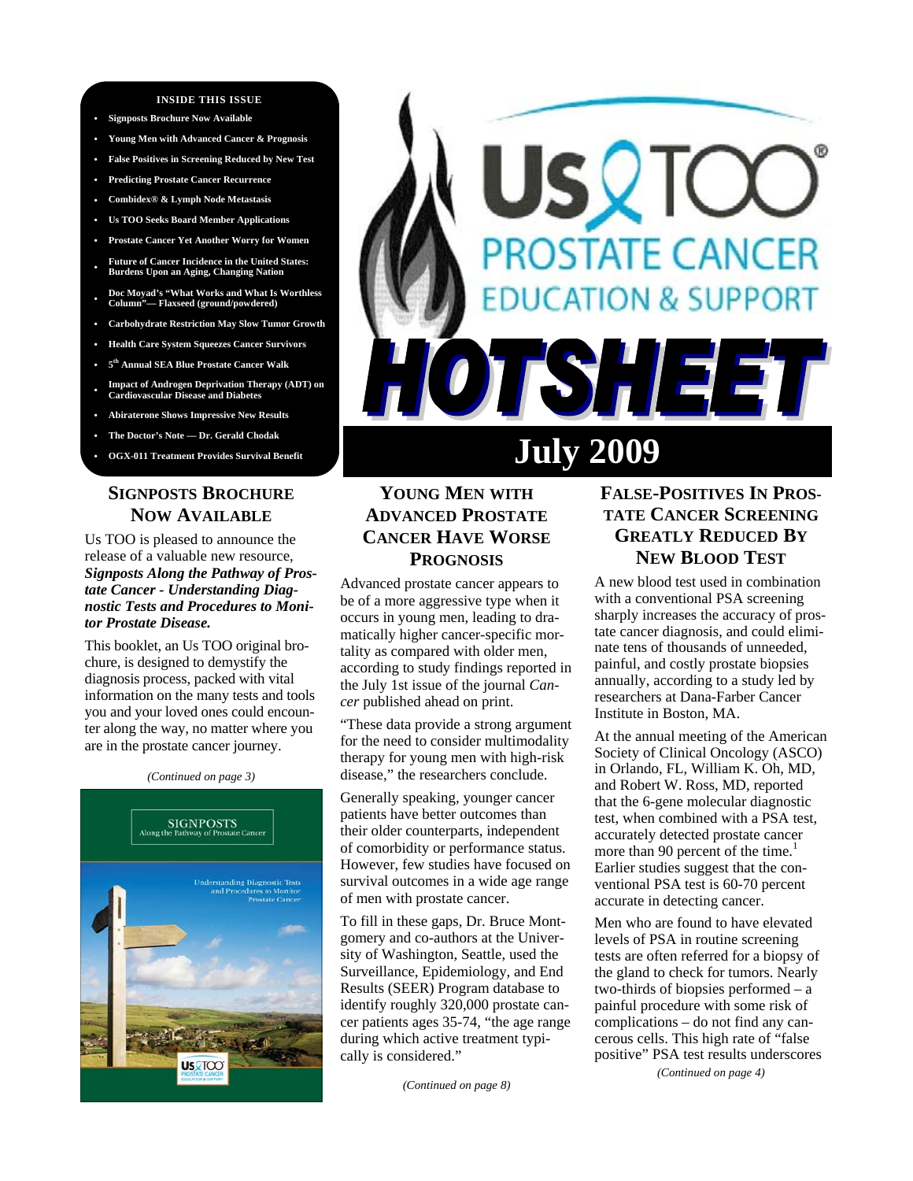**INSIDE THIS ISSUE**

- Signposts Brochure Now Available
- Young Men with Advanced Cancer & Prognosis
- False Positives in Screening Reduced by New Test
- Predicting Prostate Cancer Recurrence
- Combidex® & Lymph Node Metastasis
- Us TOO Seeks Board Member Applications
- Prostate Cancer Yet Another Worry for Women
- Future of Cancer Incidence in the United States: Burdens Upon an Aging, Changing Nation
- Doc Moyad's "What Works and What Is Worthless Column"— Flaxseed (ground/powdered)
- Carbohydrate Restriction May Slow Tumor Growth
- Health Care System Squeezes Cancer Survivors
- 5th Annual SEA Blue Prostate Cancer Walk
- Impact of Androgen Deprivation Therapy (ADT) on Cardiovascular Disease and Diabetes
- Abiraterone Shows Impressive New Results
- The Doctor's Note — Dr. Gerald Chodak
- OGX-011 Treatment Provides Survival Benefit

# Us TOO® PROSTATE CANCER EDUCATION & SUPPORT HOTSHEET

## July 2009

## SIGNPOSTS BROCHURE NOW AVAILABLE

Us TOO is pleased to announce the release of a valuable new resource, ***Signposts Along the Pathway of Prostate Cancer - Understanding Diagnostic Tests and Procedures to Monitor Prostate Disease.***

This booklet, an Us TOO original brochure, is designed to demystify the diagnosis process, packed with vital information on the many tests and tools you and your loved ones could encounter along the way, no matter where you are in the prostate cancer journey.

*(Continued on page 3)*

SIGNPOSTS
Along the Pathway of Prostate Cancer

Understanding Diagnostic Tests and Procedures to Monitor Prostate Cancer

## YOUNG MEN WITH ADVANCED PROSTATE CANCER HAVE WORSE PROGNOSIS

Advanced prostate cancer appears to be of a more aggressive type when it occurs in young men, leading to dramatically higher cancer-specific mortality as compared with older men, according to study findings reported in the July 1st issue of the journal *Cancer* published ahead on print.

"These data provide a strong argument for the need to consider multimodality therapy for young men with high-risk disease," the researchers conclude.

Generally speaking, younger cancer patients have better outcomes than their older counterparts, independent of comorbidity or performance status. However, few studies have focused on survival outcomes in a wide age range of men with prostate cancer.

To fill in these gaps, Dr. Bruce Montgomery and co-authors at the University of Washington, Seattle, used the Surveillance, Epidemiology, and End Results (SEER) Program database to identify roughly 320,000 prostate cancer patients ages 35-74, "the age range during which active treatment typically is considered."

*(Continued on page 8)*

## FALSE-POSITIVES IN PROSTATE CANCER SCREENING GREATLY REDUCED BY NEW BLOOD TEST

A new blood test used in combination with a conventional PSA screening sharply increases the accuracy of prostate cancer diagnosis, and could eliminate tens of thousands of unneeded, painful, and costly prostate biopsies annually, according to a study led by researchers at Dana-Farber Cancer Institute in Boston, MA.

At the annual meeting of the American Society of Clinical Oncology (ASCO) in Orlando, FL, William K. Oh, MD, and Robert W. Ross, MD, reported that the 6-gene molecular diagnostic test, when combined with a PSA test, accurately detected prostate cancer more than 90 percent of the time.[1] Earlier studies suggest that the conventional PSA test is 60-70 percent accurate in detecting cancer.

Men who are found to have elevated levels of PSA in routine screening tests are often referred for a biopsy of the gland to check for tumors. Nearly two-thirds of biopsies performed – a painful procedure with some risk of complications – do not find any cancerous cells. This high rate of "false positive" PSA test results underscores

*(Continued on page 4)*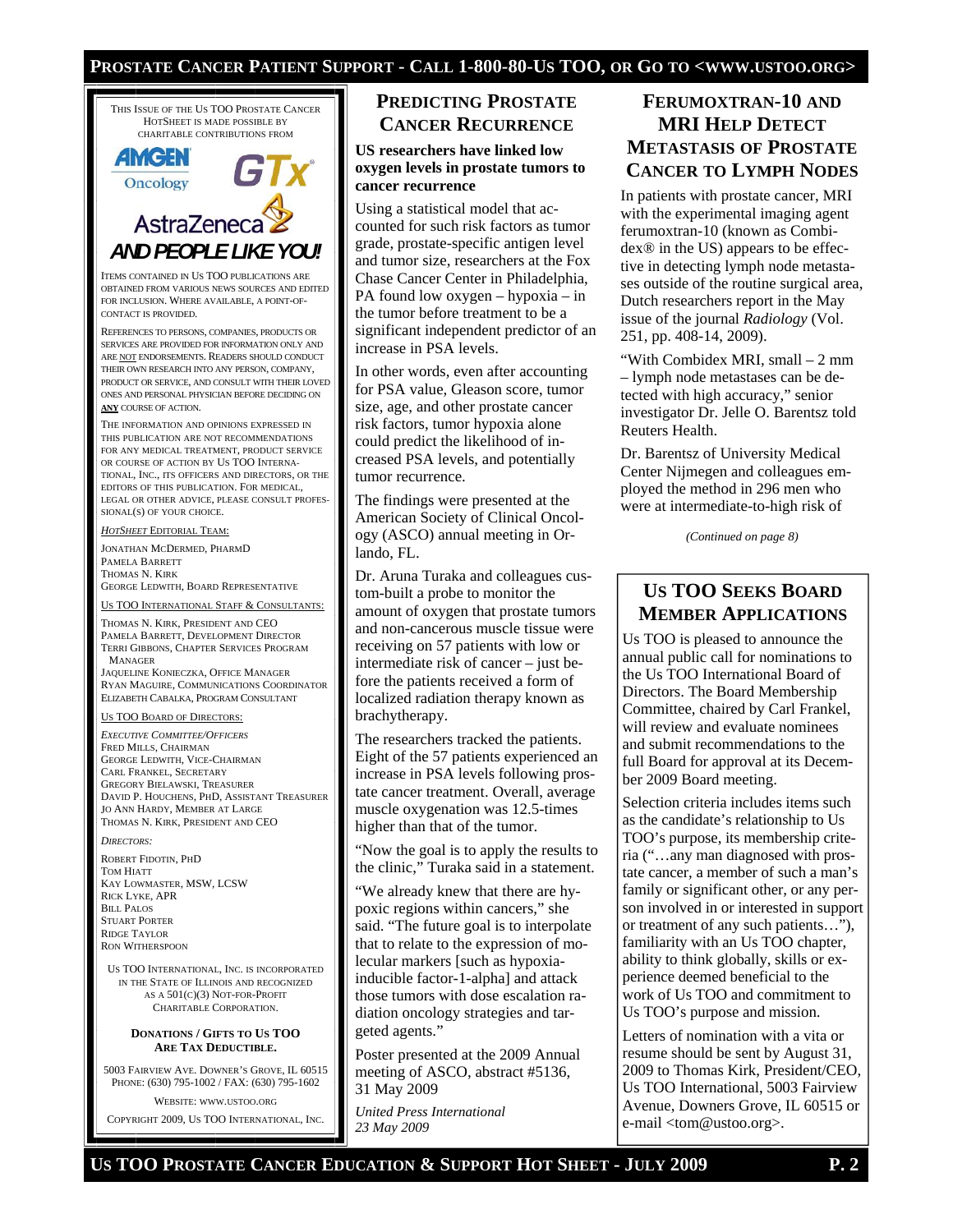THIS ISSUE OF THE US TOO PROSTATE CANCER HOTSHEET IS MADE POSSIBLE BY CHARITABLE CONTRIBUTIONS FROM

AMGEN Oncology

GTx

AstraZeneca

**AND PEOPLE LIKE YOU!**

ITEMS CONTAINED IN US TOO PUBLICATIONS ARE OBTAINED FROM VARIOUS NEWS SOURCES AND EDITED FOR INCLUSION. WHERE AVAILABLE, A POINT-OF-CONTACT IS PROVIDED.

REFERENCES TO PERSONS, COMPANIES, PRODUCTS OR SERVICES ARE PROVIDED FOR INFORMATION ONLY AND ARE NOT ENDORSEMENTS. READERS SHOULD CONDUCT THEIR OWN RESEARCH INTO ANY PERSON, COMPANY, PRODUCT OR SERVICE, AND CONSULT WITH THEIR LOVED ONES AND PERSONAL PHYSICIAN BEFORE DECIDING ON **ANY** COURSE OF ACTION.

THE INFORMATION AND OPINIONS EXPRESSED IN THIS PUBLICATION ARE NOT RECOMMENDATIONS FOR ANY MEDICAL TREATMENT, PRODUCT SERVICE OR COURSE OF ACTION BY US TOO INTERNATIONAL, INC., ITS OFFICERS AND DIRECTORS, OR THE EDITORS OF THIS PUBLICATION. FOR MEDICAL, LEGAL OR OTHER ADVICE, PLEASE CONSULT PROFESSIONAL(S) OF YOUR CHOICE.

*HOTSHEET* EDITORIAL TEAM:

JONATHAN MCDERMED, PHARMD
PAMELA BARRETT
THOMAS N. KIRK
GEORGE LEDWITH, BOARD REPRESENTATIVE

US TOO INTERNATIONAL STAFF & CONSULTANTS:

THOMAS N. KIRK, PRESIDENT AND CEO
PAMELA BARRETT, DEVELOPMENT DIRECTOR
TERRI GIBBONS, CHAPTER SERVICES PROGRAM MANAGER
JAQUELINE KONIECZKA, OFFICE MANAGER
RYAN MAGUIRE, COMMUNICATIONS COORDINATOR
ELIZABETH CABALKA, PROGRAM CONSULTANT

US TOO BOARD OF DIRECTORS:

*EXECUTIVE COMMITTEE/OFFICERS*

FRED MILLS, CHAIRMAN
GEORGE LEDWITH, VICE-CHAIRMAN
CARL FRANKEL, SECRETARY
GREGORY BIELAWSKI, TREASURER
DAVID P. HOUCHENS, PHD, ASSISTANT TREASURER
JO ANN HARDY, MEMBER AT LARGE
THOMAS N. KIRK, PRESIDENT AND CEO

*DIRECTORS:*

ROBERT FIDOTIN, PHD
TOM HIATT
KAY LOWMASTER, MSW, LCSW
RICK LYKE, APR
BILL PALOS
STUART PORTER
RIDGE TAYLOR
RON WITHERSPOON

US TOO INTERNATIONAL, INC. IS INCORPORATED IN THE STATE OF ILLINOIS AND RECOGNIZED AS A 501(C)(3) NOT-FOR-PROFIT CHARITABLE CORPORATION.

**DONATIONS / GIFTS TO US TOO ARE TAX DEDUCTIBLE.**

5003 FAIRVIEW AVE. DOWNER'S GROVE, IL 60515
PHONE: (630) 795-1002 / FAX: (630) 795-1602

WEBSITE: WWW.USTOO.ORG

COPYRIGHT 2009, US TOO INTERNATIONAL, INC.

## PREDICTING PROSTATE CANCER RECURRENCE

**US researchers have linked low oxygen levels in prostate tumors to cancer recurrence**

Using a statistical model that accounted for such risk factors as tumor grade, prostate-specific antigen level and tumor size, researchers at the Fox Chase Cancer Center in Philadelphia, PA found low oxygen – hypoxia – in the tumor before treatment to be a significant independent predictor of an increase in PSA levels.

In other words, even after accounting for PSA value, Gleason score, tumor size, age, and other prostate cancer risk factors, tumor hypoxia alone could predict the likelihood of increased PSA levels, and potentially tumor recurrence.

The findings were presented at the American Society of Clinical Oncology (ASCO) annual meeting in Orlando, FL.

Dr. Aruna Turaka and colleagues custom-built a probe to monitor the amount of oxygen that prostate tumors and non-cancerous muscle tissue were receiving on 57 patients with low or intermediate risk of cancer – just before the patients received a form of localized radiation therapy known as brachytherapy.

The researchers tracked the patients. Eight of the 57 patients experienced an increase in PSA levels following prostate cancer treatment. Overall, average muscle oxygenation was 12.5-times higher than that of the tumor.

"Now the goal is to apply the results to the clinic," Turaka said in a statement.

"We already knew that there are hypoxic regions within cancers," she said. "The future goal is to interpolate that to relate to the expression of molecular markers [such as hypoxia-inducible factor-1-alpha] and attack those tumors with dose escalation radiation oncology strategies and targeted agents."

Poster presented at the 2009 Annual meeting of ASCO, abstract #5136, 31 May 2009

*United Press International*
*23 May 2009*

## FERUMOXTRAN-10 AND MRI HELP DETECT METASTASIS OF PROSTATE CANCER TO LYMPH NODES

In patients with prostate cancer, MRI with the experimental imaging agent ferumoxtran-10 (known as Combidex® in the US) appears to be effective in detecting lymph node metastases outside of the routine surgical area, Dutch researchers report in the May issue of the journal *Radiology* (Vol. 251, pp. 408-14, 2009).

"With Combidex MRI, small – 2 mm – lymph node metastases can be detected with high accuracy," senior investigator Dr. Jelle O. Barentsz told Reuters Health.

Dr. Barentsz of University Medical Center Nijmegen and colleagues employed the method in 296 men who were at intermediate-to-high risk of

*(Continued on page 8)*

## US TOO SEEKS BOARD MEMBER APPLICATIONS

Us TOO is pleased to announce the annual public call for nominations to the Us TOO International Board of Directors. The Board Membership Committee, chaired by Carl Frankel, will review and evaluate nominees and submit recommendations to the full Board for approval at its December 2009 Board meeting.

Selection criteria includes items such as the candidate's relationship to Us TOO's purpose, its membership criteria ("…any man diagnosed with prostate cancer, a member of such a man's family or significant other, or any person involved in or interested in support or treatment of any such patients…"), familiarity with an Us TOO chapter, ability to think globally, skills or experience deemed beneficial to the work of Us TOO and commitment to Us TOO's purpose and mission.

Letters of nomination with a vita or resume should be sent by August 31, 2009 to Thomas Kirk, President/CEO, Us TOO International, 5003 Fairview Avenue, Downers Grove, IL 60515 or e-mail <tom@ustoo.org>.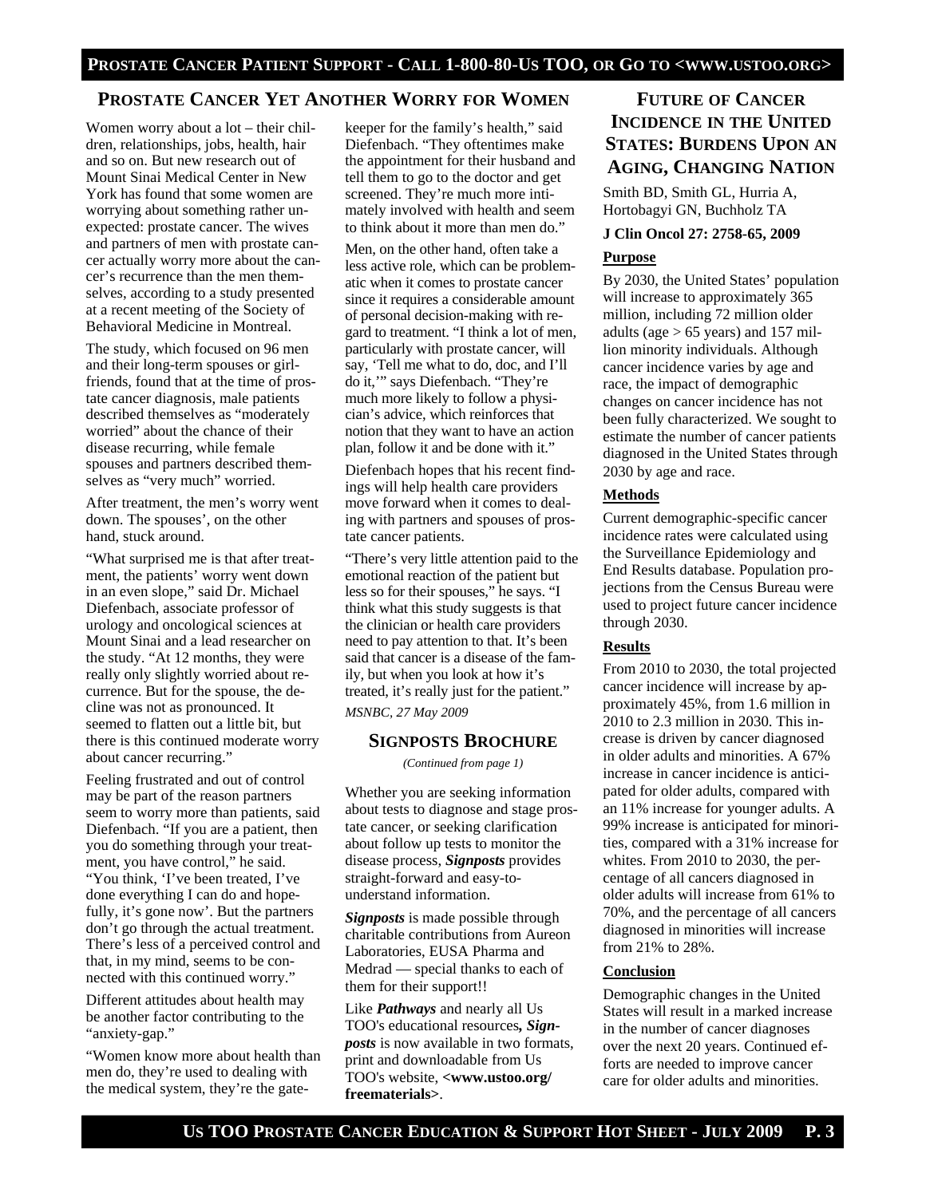## PROSTATE CANCER YET ANOTHER WORRY FOR WOMEN

Women worry about a lot – their children, relationships, jobs, health, hair and so on. But new research out of Mount Sinai Medical Center in New York has found that some women are worrying about something rather unexpected: prostate cancer. The wives and partners of men with prostate cancer actually worry more about the cancer's recurrence than the men themselves, according to a study presented at a recent meeting of the Society of Behavioral Medicine in Montreal.

The study, which focused on 96 men and their long-term spouses or girlfriends, found that at the time of prostate cancer diagnosis, male patients described themselves as "moderately worried" about the chance of their disease recurring, while female spouses and partners described themselves as "very much" worried.

After treatment, the men's worry went down. The spouses', on the other hand, stuck around.

"What surprised me is that after treatment, the patients' worry went down in an even slope," said Dr. Michael Diefenbach, associate professor of urology and oncological sciences at Mount Sinai and a lead researcher on the study. "At 12 months, they were really only slightly worried about recurrence. But for the spouse, the decline was not as pronounced. It seemed to flatten out a little bit, but there is this continued moderate worry about cancer recurring."

Feeling frustrated and out of control may be part of the reason partners seem to worry more than patients, said Diefenbach. "If you are a patient, then you do something through your treatment, you have control," he said. "You think, 'I've been treated, I've done everything I can do and hopefully, it's gone now'. But the partners don't go through the actual treatment. There's less of a perceived control and that, in my mind, seems to be connected with this continued worry."

Different attitudes about health may be another factor contributing to the "anxiety-gap."

"Women know more about health than men do, they're used to dealing with the medical system, they're the gatekeeper for the family's health," said Diefenbach. "They oftentimes make the appointment for their husband and tell them to go to the doctor and get screened. They're much more intimately involved with health and seem to think about it more than men do."

Men, on the other hand, often take a less active role, which can be problematic when it comes to prostate cancer since it requires a considerable amount of personal decision-making with regard to treatment. "I think a lot of men, particularly with prostate cancer, will say, 'Tell me what to do, doc, and I'll do it,'" says Diefenbach. "They're much more likely to follow a physician's advice, which reinforces that notion that they want to have an action plan, follow it and be done with it."

Diefenbach hopes that his recent findings will help health care providers move forward when it comes to dealing with partners and spouses of prostate cancer patients.

"There's very little attention paid to the emotional reaction of the patient but less so for their spouses," he says. "I think what this study suggests is that the clinician or health care providers need to pay attention to that. It's been said that cancer is a disease of the family, but when you look at how it's treated, it's really just for the patient."

*MSNBC, 27 May 2009*

## SIGNPOSTS BROCHURE

*(Continued from page 1)*

Whether you are seeking information about tests to diagnose and stage prostate cancer, or seeking clarification about follow up tests to monitor the disease process, ***Signposts*** provides straight-forward and easy-to-understand information.

***Signposts*** is made possible through charitable contributions from Aureon Laboratories, EUSA Pharma and Medrad — special thanks to each of them for their support!!

Like ***Pathways*** and nearly all Us TOO's educational resources***, Signposts*** is now available in two formats, print and downloadable from Us TOO's website, **<www.ustoo.org/freematerials>**.

## FUTURE OF CANCER INCIDENCE IN THE UNITED STATES: BURDENS UPON AN AGING, CHANGING NATION

Smith BD, Smith GL, Hurria A, Hortobagyi GN, Buchholz TA

**J Clin Oncol 27: 2758-65, 2009**

### Purpose

By 2030, the United States' population will increase to approximately 365 million, including 72 million older adults (age > 65 years) and 157 million minority individuals. Although cancer incidence varies by age and race, the impact of demographic changes on cancer incidence has not been fully characterized. We sought to estimate the number of cancer patients diagnosed in the United States through 2030 by age and race.

### Methods

Current demographic-specific cancer incidence rates were calculated using the Surveillance Epidemiology and End Results database. Population projections from the Census Bureau were used to project future cancer incidence through 2030.

### Results

From 2010 to 2030, the total projected cancer incidence will increase by approximately 45%, from 1.6 million in 2010 to 2.3 million in 2030. This increase is driven by cancer diagnosed in older adults and minorities. A 67% increase in cancer incidence is anticipated for older adults, compared with an 11% increase for younger adults. A 99% increase is anticipated for minorities, compared with a 31% increase for whites. From 2010 to 2030, the percentage of all cancers diagnosed in older adults will increase from 61% to 70%, and the percentage of all cancers diagnosed in minorities will increase from 21% to 28%.

### Conclusion

Demographic changes in the United States will result in a marked increase in the number of cancer diagnoses over the next 20 years. Continued efforts are needed to improve cancer care for older adults and minorities.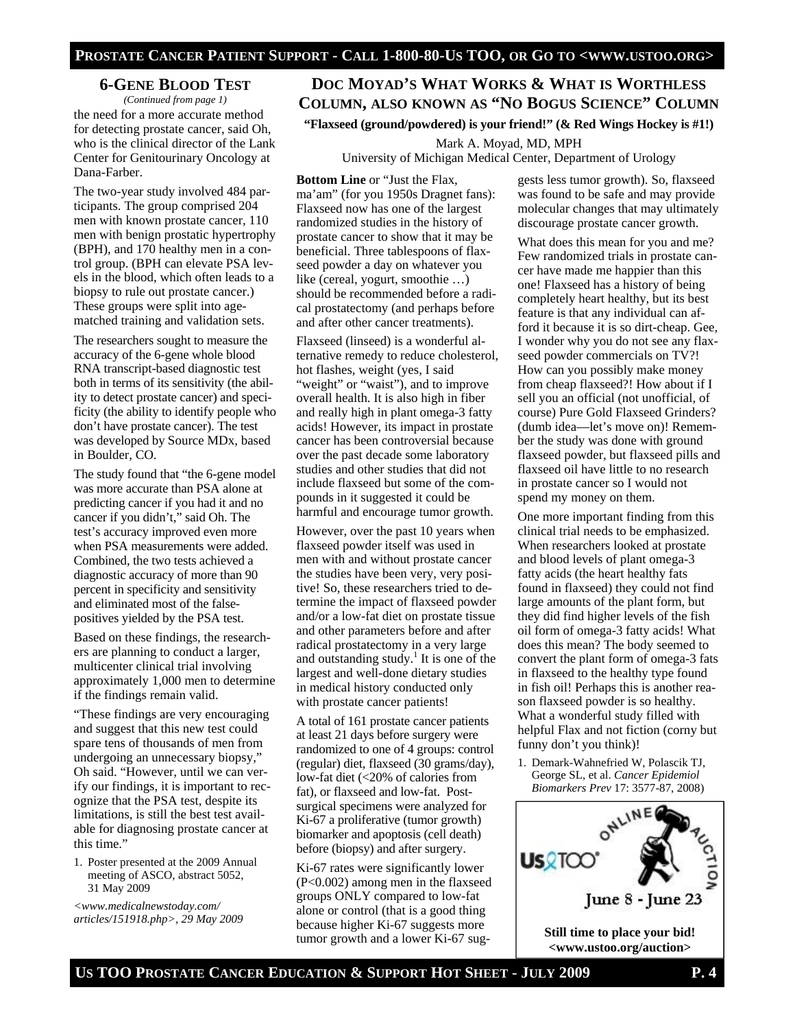## 6-Gene Blood Test

*(Continued from page 1)*

the need for a more accurate method for detecting prostate cancer, said Oh, who is the clinical director of the Lank Center for Genitourinary Oncology at Dana-Farber.

The two-year study involved 484 participants. The group comprised 204 men with known prostate cancer, 110 men with benign prostatic hypertrophy (BPH), and 170 healthy men in a control group. (BPH can elevate PSA levels in the blood, which often leads to a biopsy to rule out prostate cancer.) These groups were split into age-matched training and validation sets.

The researchers sought to measure the accuracy of the 6-gene whole blood RNA transcript-based diagnostic test both in terms of its sensitivity (the ability to detect prostate cancer) and specificity (the ability to identify people who don't have prostate cancer). The test was developed by Source MDx, based in Boulder, CO.

The study found that "the 6-gene model was more accurate than PSA alone at predicting cancer if you had it and no cancer if you didn't," said Oh. The test's accuracy improved even more when PSA measurements were added. Combined, the two tests achieved a diagnostic accuracy of more than 90 percent in specificity and sensitivity and eliminated most of the false-positives yielded by the PSA test.

Based on these findings, the researchers are planning to conduct a larger, multicenter clinical trial involving approximately 1,000 men to determine if the findings remain valid.

"These findings are very encouraging and suggest that this new test could spare tens of thousands of men from undergoing an unnecessary biopsy," Oh said. "However, until we can verify our findings, it is important to recognize that the PSA test, despite its limitations, is still the best test available for diagnosing prostate cancer at this time."

1. Poster presented at the 2009 Annual meeting of ASCO, abstract 5052, 31 May 2009

*<www.medicalnewstoday.com/articles/151918.php>, 29 May 2009*

## Doc Moyad's What Works & What is Worthless Column, also known as "No Bogus Science" Column

**"Flaxseed (ground/powdered) is your friend!" (& Red Wings Hockey is #1!)**

Mark A. Moyad, MD, MPH
University of Michigan Medical Center, Department of Urology

**Bottom Line** or "Just the Flax, ma'am" (for you 1950s Dragnet fans): Flaxseed now has one of the largest randomized studies in the history of prostate cancer to show that it may be beneficial. Three tablespoons of flaxseed powder a day on whatever you like (cereal, yogurt, smoothie …) should be recommended before a radical prostatectomy (and perhaps before and after other cancer treatments).

Flaxseed (linseed) is a wonderful alternative remedy to reduce cholesterol, hot flashes, weight (yes, I said "weight" or "waist"), and to improve overall health. It is also high in fiber and really high in plant omega-3 fatty acids! However, its impact in prostate cancer has been controversial because over the past decade some laboratory studies and other studies that did not include flaxseed but some of the compounds in it suggested it could be harmful and encourage tumor growth.

However, over the past 10 years when flaxseed powder itself was used in men with and without prostate cancer the studies have been very, very positive! So, these researchers tried to determine the impact of flaxseed powder and/or a low-fat diet on prostate tissue and other parameters before and after radical prostatectomy in a very large and outstanding study.[1] It is one of the largest and well-done dietary studies in medical history conducted only with prostate cancer patients!

A total of 161 prostate cancer patients at least 21 days before surgery were randomized to one of 4 groups: control (regular) diet, flaxseed (30 grams/day), low-fat diet (<20% of calories from fat), or flaxseed and low-fat. Post-surgical specimens were analyzed for Ki-67 a proliferative (tumor growth) biomarker and apoptosis (cell death) before (biopsy) and after surgery.

Ki-67 rates were significantly lower ($P<0.002$) among men in the flaxseed groups ONLY compared to low-fat alone or control (that is a good thing because higher Ki-67 suggests more tumor growth and a lower Ki-67 suggests less tumor growth). So, flaxseed was found to be safe and may provide molecular changes that may ultimately discourage prostate cancer growth.

What does this mean for you and me? Few randomized trials in prostate cancer have made me happier than this one! Flaxseed has a history of being completely heart healthy, but its best feature is that any individual can afford it because it is so dirt-cheap. Gee, I wonder why you do not see any flaxseed powder commercials on TV?! How can you possibly make money from cheap flaxseed?! How about if I sell you an official (not unofficial, of course) Pure Gold Flaxseed Grinders? (dumb idea—let's move on)! Remember the study was done with ground flaxseed powder, but flaxseed pills and flaxseed oil have little to no research in prostate cancer so I would not spend my money on them.

One more important finding from this clinical trial needs to be emphasized. When researchers looked at prostate and blood levels of plant omega-3 fatty acids (the heart healthy fats found in flaxseed) they could not find large amounts of the plant form, but they did find higher levels of the fish oil form of omega-3 fatty acids! What does this mean? The body seemed to convert the plant form of omega-3 fats in flaxseed to the healthy type found in fish oil! Perhaps this is another reason flaxseed powder is so healthy. What a wonderful study filled with helpful Flax and not fiction (corny but funny don't you think)!

1. Demark-Wahnefried W, Polascik TJ, George SL, et al. *Cancer Epidemiol Biomarkers Prev* 17: 3577-87, 2008)

Us TOO Online Auction
June 8 - June 23

**Still time to place your bid!**
**<www.ustoo.org/auction>**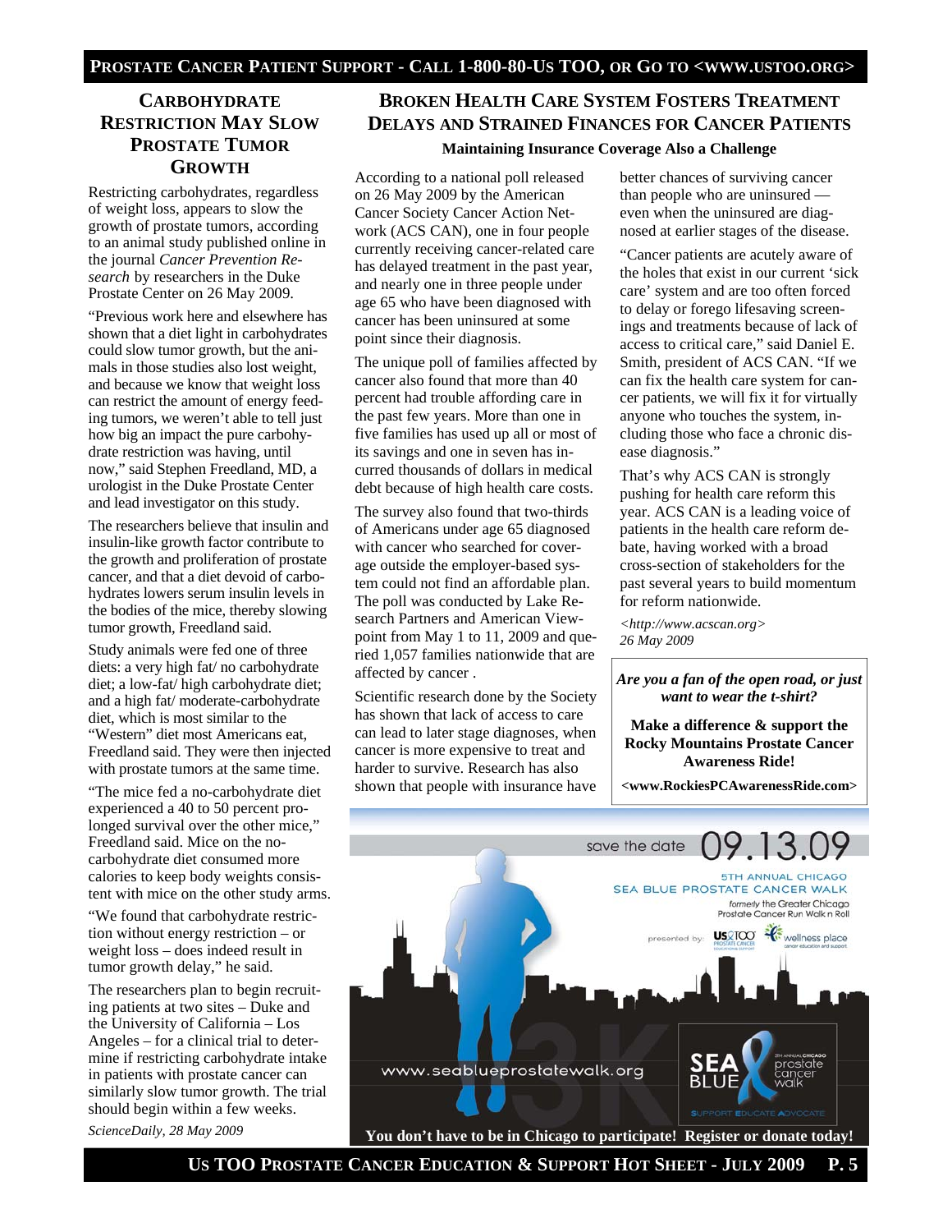## Carbohydrate Restriction May Slow Prostate Tumor Growth

Restricting carbohydrates, regardless of weight loss, appears to slow the growth of prostate tumors, according to an animal study published online in the journal *Cancer Prevention Research* by researchers in the Duke Prostate Center on 26 May 2009.

"Previous work here and elsewhere has shown that a diet light in carbohydrates could slow tumor growth, but the animals in those studies also lost weight, and because we know that weight loss can restrict the amount of energy feeding tumors, we weren't able to tell just how big an impact the pure carbohydrate restriction was having, until now," said Stephen Freedland, MD, a urologist in the Duke Prostate Center and lead investigator on this study.

The researchers believe that insulin and insulin-like growth factor contribute to the growth and proliferation of prostate cancer, and that a diet devoid of carbohydrates lowers serum insulin levels in the bodies of the mice, thereby slowing tumor growth, Freedland said.

Study animals were fed one of three diets: a very high fat/ no carbohydrate diet; a low-fat/ high carbohydrate diet; and a high fat/ moderate-carbohydrate diet, which is most similar to the "Western" diet most Americans eat, Freedland said. They were then injected with prostate tumors at the same time.

"The mice fed a no-carbohydrate diet experienced a 40 to 50 percent prolonged survival over the other mice," Freedland said. Mice on the no-carbohydrate diet consumed more calories to keep body weights consistent with mice on the other study arms.

"We found that carbohydrate restriction without energy restriction – or weight loss – does indeed result in tumor growth delay," he said.

The researchers plan to begin recruiting patients at two sites – Duke and the University of California – Los Angeles – for a clinical trial to determine if restricting carbohydrate intake in patients with prostate cancer can similarly slow tumor growth. The trial should begin within a few weeks.

*ScienceDaily, 28 May 2009*

## Broken Health Care System Fosters Treatment Delays and Strained Finances for Cancer Patients

**Maintaining Insurance Coverage Also a Challenge**

According to a national poll released on 26 May 2009 by the American Cancer Society Cancer Action Network (ACS CAN), one in four people currently receiving cancer-related care has delayed treatment in the past year, and nearly one in three people under age 65 who have been diagnosed with cancer has been uninsured at some point since their diagnosis.

The unique poll of families affected by cancer also found that more than 40 percent had trouble affording care in the past few years. More than one in five families has used up all or most of its savings and one in seven has incurred thousands of dollars in medical debt because of high health care costs.

The survey also found that two-thirds of Americans under age 65 diagnosed with cancer who searched for coverage outside the employer-based system could not find an affordable plan. The poll was conducted by Lake Research Partners and American Viewpoint from May 1 to 11, 2009 and queried 1,057 families nationwide that are affected by cancer .

Scientific research done by the Society has shown that lack of access to care can lead to later stage diagnoses, when cancer is more expensive to treat and harder to survive. Research has also shown that people with insurance have better chances of surviving cancer than people who are uninsured — even when the uninsured are diagnosed at earlier stages of the disease.

"Cancer patients are acutely aware of the holes that exist in our current 'sick care' system and are too often forced to delay or forego lifesaving screenings and treatments because of lack of access to critical care," said Daniel E. Smith, president of ACS CAN. "If we can fix the health care system for cancer patients, we will fix it for virtually anyone who touches the system, including those who face a chronic disease diagnosis."

That's why ACS CAN is strongly pushing for health care reform this year. ACS CAN is a leading voice of patients in the health care reform debate, having worked with a broad cross-section of stakeholders for the past several years to build momentum for reform nationwide.

*<http://www.acscan.org>*
*26 May 2009*

***Are you a fan of the open road, or just want to wear the t-shirt?***

**Make a difference & support the Rocky Mountains Prostate Cancer Awareness Ride!**

**<www.RockiesPCAwarenessRide.com>**

save the date 09.13.09

5TH ANNUAL CHICAGO SEA BLUE PROSTATE CANCER WALK

*formerly* the Greater Chicago Prostate Cancer Run Walk n Roll

presented by: Us TOO Prostate Cancer Education & Support, wellness place cancer education and support

www.seablueprostatewalk.org

SEA BLUE 5th Annual Chicago prostate cancer walk — Support Educate Advocate

**You don't have to be in Chicago to participate! Register or donate today!**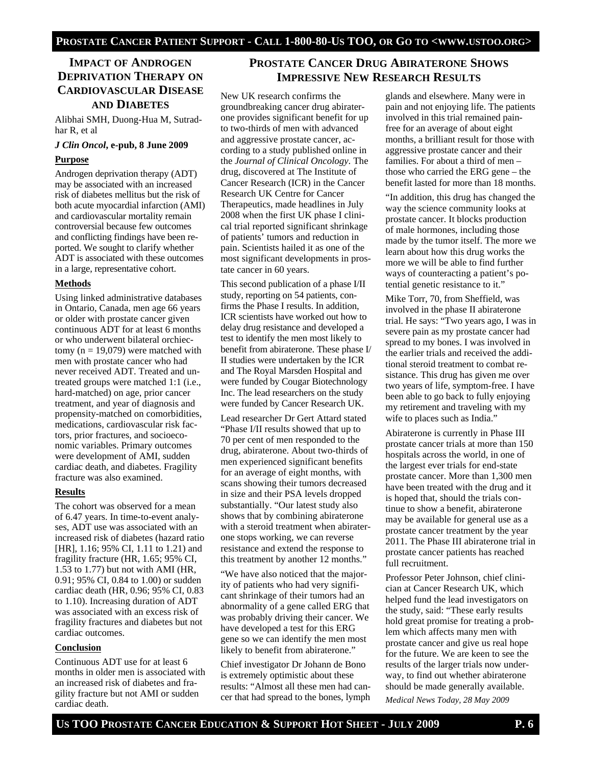## Impact of Androgen Deprivation Therapy on Cardiovascular Disease and Diabetes

Alibhai SMH, Duong-Hua M, Sutradhar R, et al

***J Clin Oncol*, e-pub, 8 June 2009**

**Purpose**

Androgen deprivation therapy (ADT) may be associated with an increased risk of diabetes mellitus but the risk of both acute myocardial infarction (AMI) and cardiovascular mortality remain controversial because few outcomes and conflicting findings have been reported. We sought to clarify whether ADT is associated with these outcomes in a large, representative cohort.

**Methods**

Using linked administrative databases in Ontario, Canada, men age 66 years or older with prostate cancer given continuous ADT for at least 6 months or who underwent bilateral orchiectomy ($n = 19{,}079$) were matched with men with prostate cancer who had never received ADT. Treated and untreated groups were matched 1:1 (i.e., hard-matched) on age, prior cancer treatment, and year of diagnosis and propensity-matched on comorbidities, medications, cardiovascular risk factors, prior fractures, and socioeconomic variables. Primary outcomes were development of AMI, sudden cardiac death, and diabetes. Fragility fracture was also examined.

**Results**

The cohort was observed for a mean of 6.47 years. In time-to-event analyses, ADT use was associated with an increased risk of diabetes (hazard ratio [HR], 1.16; 95% CI, 1.11 to 1.21) and fragility fracture (HR, 1.65; 95% CI, 1.53 to 1.77) but not with AMI (HR, 0.91; 95% CI, 0.84 to 1.00) or sudden cardiac death (HR, 0.96; 95% CI, 0.83 to 1.10). Increasing duration of ADT was associated with an excess risk of fragility fractures and diabetes but not cardiac outcomes.

**Conclusion**

Continuous ADT use for at least 6 months in older men is associated with an increased risk of diabetes and fragility fracture but not AMI or sudden cardiac death.

## Prostate Cancer Drug Abiraterone Shows Impressive New Research Results

New UK research confirms the groundbreaking cancer drug abiraterone provides significant benefit for up to two-thirds of men with advanced and aggressive prostate cancer, according to a study published online in the *Journal of Clinical Oncology*. The drug, discovered at The Institute of Cancer Research (ICR) in the Cancer Research UK Centre for Cancer Therapeutics, made headlines in July 2008 when the first UK phase I clinical trial reported significant shrinkage of patients' tumors and reduction in pain. Scientists hailed it as one of the most significant developments in prostate cancer in 60 years.

This second publication of a phase I/II study, reporting on 54 patients, confirms the Phase I results. In addition, ICR scientists have worked out how to delay drug resistance and developed a test to identify the men most likely to benefit from abiraterone. These phase I/II studies were undertaken by the ICR and The Royal Marsden Hospital and were funded by Cougar Biotechnology Inc. The lead researchers on the study were funded by Cancer Research UK.

Lead researcher Dr Gert Attard stated "Phase I/II results showed that up to 70 per cent of men responded to the drug, abiraterone. About two-thirds of men experienced significant benefits for an average of eight months, with scans showing their tumors decreased in size and their PSA levels dropped substantially. "Our latest study also shows that by combining abiraterone with a steroid treatment when abiraterone stops working, we can reverse resistance and extend the response to this treatment by another 12 months."

"We have also noticed that the majority of patients who had very significant shrinkage of their tumors had an abnormality of a gene called ERG that was probably driving their cancer. We have developed a test for this ERG gene so we can identify the men most likely to benefit from abiraterone."

Chief investigator Dr Johann de Bono is extremely optimistic about these results: "Almost all these men had cancer that had spread to the bones, lymph glands and elsewhere. Many were in pain and not enjoying life. The patients involved in this trial remained pain-free for an average of about eight months, a brilliant result for those with aggressive prostate cancer and their families. For about a third of men – those who carried the ERG gene – the benefit lasted for more than 18 months.

"In addition, this drug has changed the way the science community looks at prostate cancer. It blocks production of male hormones, including those made by the tumor itself. The more we learn about how this drug works the more we will be able to find further ways of counteracting a patient's potential genetic resistance to it."

Mike Torr, 70, from Sheffield, was involved in the phase II abiraterone trial. He says: "Two years ago, I was in severe pain as my prostate cancer had spread to my bones. I was involved in the earlier trials and received the additional steroid treatment to combat resistance. This drug has given me over two years of life, symptom-free. I have been able to go back to fully enjoying my retirement and traveling with my wife to places such as India."

Abiraterone is currently in Phase III prostate cancer trials at more than 150 hospitals across the world, in one of the largest ever trials for end-state prostate cancer. More than 1,300 men have been treated with the drug and it is hoped that, should the trials continue to show a benefit, abiraterone may be available for general use as a prostate cancer treatment by the year 2011. The Phase III abiraterone trial in prostate cancer patients has reached full recruitment.

Professor Peter Johnson, chief clinician at Cancer Research UK, which helped fund the lead investigators on the study, said: "These early results hold great promise for treating a problem which affects many men with prostate cancer and give us real hope for the future. We are keen to see the results of the larger trials now underway, to find out whether abiraterone should be made generally available.

*Medical News Today, 28 May 2009*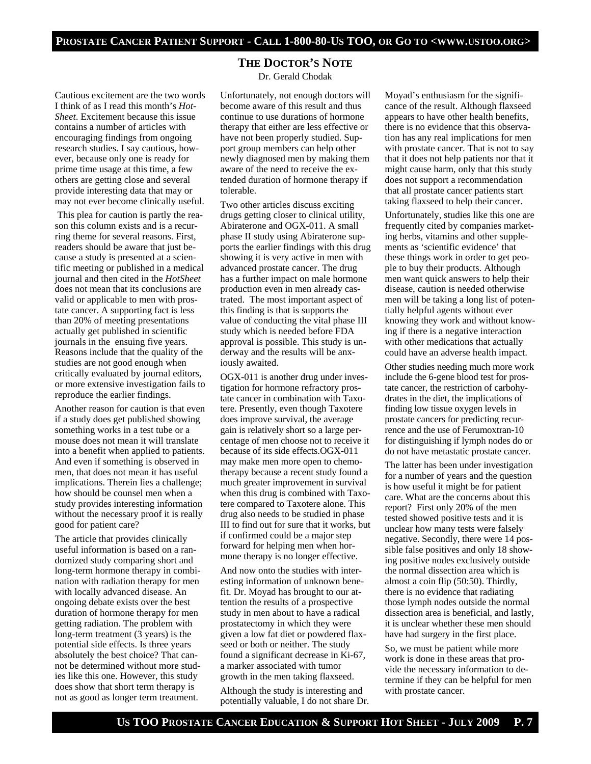## THE DOCTOR'S NOTE

Dr. Gerald Chodak

Cautious excitement are the two words I think of as I read this month's *Hot-Sheet*. Excitement because this issue contains a number of articles with encouraging findings from ongoing research studies. I say cautious, however, because only one is ready for prime time usage at this time, a few others are getting close and several provide interesting data that may or may not ever become clinically useful.

This plea for caution is partly the reason this column exists and is a recurring theme for several reasons. First, readers should be aware that just because a study is presented at a scientific meeting or published in a medical journal and then cited in the *HotSheet* does not mean that its conclusions are valid or applicable to men with prostate cancer. A supporting fact is less than 20% of meeting presentations actually get published in scientific journals in the ensuing five years. Reasons include that the quality of the studies are not good enough when critically evaluated by journal editors, or more extensive investigation fails to reproduce the earlier findings.

Another reason for caution is that even if a study does get published showing something works in a test tube or a mouse does not mean it will translate into a benefit when applied to patients. And even if something is observed in men, that does not mean it has useful implications. Therein lies a challenge; how should be counsel men when a study provides interesting information without the necessary proof it is really good for patient care?

The article that provides clinically useful information is based on a randomized study comparing short and long-term hormone therapy in combination with radiation therapy for men with locally advanced disease. An ongoing debate exists over the best duration of hormone therapy for men getting radiation. The problem with long-term treatment (3 years) is the potential side effects. Is three years absolutely the best choice? That cannot be determined without more studies like this one. However, this study does show that short term therapy is not as good as longer term treatment.

Unfortunately, not enough doctors will become aware of this result and thus continue to use durations of hormone therapy that either are less effective or have not been properly studied. Support group members can help other newly diagnosed men by making them aware of the need to receive the extended duration of hormone therapy if tolerable.

Two other articles discuss exciting drugs getting closer to clinical utility, Abiraterone and OGX-011. A small phase II study using Abiraterone supports the earlier findings with this drug showing it is very active in men with advanced prostate cancer. The drug has a further impact on male hormone production even in men already castrated. The most important aspect of this finding is that is supports the value of conducting the vital phase III study which is needed before FDA approval is possible. This study is underway and the results will be anxiously awaited.

OGX-011 is another drug under investigation for hormone refractory prostate cancer in combination with Taxotere. Presently, even though Taxotere does improve survival, the average gain is relatively short so a large percentage of men choose not to receive it because of its side effects.OGX-011 may make men more open to chemotherapy because a recent study found a much greater improvement in survival when this drug is combined with Taxotere compared to Taxotere alone. This drug also needs to be studied in phase III to find out for sure that it works, but if confirmed could be a major step forward for helping men when hormone therapy is no longer effective.

And now onto the studies with interesting information of unknown benefit. Dr. Moyad has brought to our attention the results of a prospective study in men about to have a radical prostatectomy in which they were given a low fat diet or powdered flaxseed or both or neither. The study found a significant decrease in Ki-67, a marker associated with tumor growth in the men taking flaxseed.

Although the study is interesting and potentially valuable, I do not share Dr. Moyad's enthusiasm for the significance of the result. Although flaxseed appears to have other health benefits, there is no evidence that this observation has any real implications for men with prostate cancer. That is not to say that it does not help patients nor that it might cause harm, only that this study does not support a recommendation that all prostate cancer patients start taking flaxseed to help their cancer.

Unfortunately, studies like this one are frequently cited by companies marketing herbs, vitamins and other supplements as 'scientific evidence' that these things work in order to get people to buy their products. Although men want quick answers to help their disease, caution is needed otherwise men will be taking a long list of potentially helpful agents without ever knowing they work and without knowing if there is a negative interaction with other medications that actually could have an adverse health impact.

Other studies needing much more work include the 6-gene blood test for prostate cancer, the restriction of carbohydrates in the diet, the implications of finding low tissue oxygen levels in prostate cancers for predicting recurrence and the use of Ferumoxtran-10 for distinguishing if lymph nodes do or do not have metastatic prostate cancer.

The latter has been under investigation for a number of years and the question is how useful it might be for patient care. What are the concerns about this report? First only 20% of the men tested showed positive tests and it is unclear how many tests were falsely negative. Secondly, there were 14 possible false positives and only 18 showing positive nodes exclusively outside the normal dissection area which is almost a coin flip (50:50). Thirdly, there is no evidence that radiating those lymph nodes outside the normal dissection area is beneficial, and lastly, it is unclear whether these men should have had surgery in the first place.

So, we must be patient while more work is done in these areas that provide the necessary information to determine if they can be helpful for men with prostate cancer.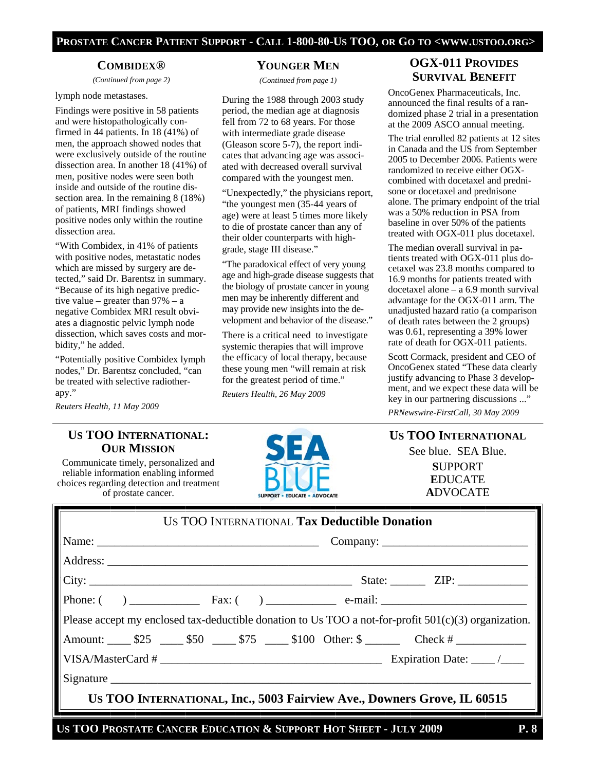## COMBIDEX®

*(Continued from page 2)*

lymph node metastases.

Findings were positive in 58 patients and were histopathologically confirmed in 44 patients. In 18 (41%) of men, the approach showed nodes that were exclusively outside of the routine dissection area. In another 18 (41%) of men, positive nodes were seen both inside and outside of the routine dissection area. In the remaining 8 (18%) of patients, MRI findings showed positive nodes only within the routine dissection area.

"With Combidex, in 41% of patients with positive nodes, metastatic nodes which are missed by surgery are detected," said Dr. Barentsz in summary. "Because of its high negative predictive value – greater than 97% – a negative Combidex MRI result obviates a diagnostic pelvic lymph node dissection, which saves costs and morbidity," he added.

"Potentially positive Combidex lymph nodes," Dr. Barentsz concluded, "can be treated with selective radiotherapy."

*Reuters Health, 11 May 2009*

## YOUNGER MEN

*(Continued from page 1)*

During the 1988 through 2003 study period, the median age at diagnosis fell from 72 to 68 years. For those with intermediate grade disease (Gleason score 5-7), the report indicates that advancing age was associated with decreased overall survival compared with the youngest men.

"Unexpectedly," the physicians report, "the youngest men (35-44 years of age) were at least 5 times more likely to die of prostate cancer than any of their older counterparts with high-grade, stage III disease."

"The paradoxical effect of very young age and high-grade disease suggests that the biology of prostate cancer in young men may be inherently different and may provide new insights into the development and behavior of the disease."

There is a critical need to investigate systemic therapies that will improve the efficacy of local therapy, because these young men "will remain at risk for the greatest period of time."

*Reuters Health, 26 May 2009*

## OGX-011 PROVIDES SURVIVAL BENEFIT

OncoGenex Pharmaceuticals, Inc. announced the final results of a randomized phase 2 trial in a presentation at the 2009 ASCO annual meeting.

The trial enrolled 82 patients at 12 sites in Canada and the US from September 2005 to December 2006. Patients were randomized to receive either OGX-combined with docetaxel and prednisone or docetaxel and prednisone alone. The primary endpoint of the trial was a 50% reduction in PSA from baseline in over 50% of the patients treated with OGX-011 plus docetaxel.

The median overall survival in patients treated with OGX-011 plus docetaxel was 23.8 months compared to 16.9 months for patients treated with docetaxel alone – a 6.9 month survival advantage for the OGX-011 arm. The unadjusted hazard ratio (a comparison of death rates between the 2 groups) was 0.61, representing a 39% lower rate of death for OGX-011 patients.

Scott Cormack, president and CEO of OncoGenex stated "These data clearly justify advancing to Phase 3 development, and we expect these data will be key in our partnering discussions ..."

*PRNewswire-FirstCall, 30 May 2009*

## US TOO INTERNATIONAL: OUR MISSION

Communicate timely, personalized and reliable information enabling informed choices regarding detection and treatment of prostate cancer.

SEA BLUE
SUPPORT • EDUCATE • ADVOCATE

## US TOO INTERNATIONAL

See blue. SEA Blue.

**S**UPPORT
**E**DUCATE
**A**DVOCATE

### US TOO INTERNATIONAL **Tax Deductible Donation**

Name: ______________________________ Company: ______________________

Address: ____________________________________________________________

City: ______________________________________ State: ______ ZIP: ____________

Phone: ( ) ____________ Fax: ( ) ____________ e-mail: ________________________

Please accept my enclosed tax-deductible donation to Us TOO a not-for-profit 501(c)(3) organization.

Amount: ____ $25 ____ $50 ____ $75 ____ $100 Other: $ ______ Check # ____________

VISA/MasterCard # ____________________________________ Expiration Date: ____ /____

Signature ____________________________________________________________________

**US TOO INTERNATIONAL, Inc., 5003 Fairview Ave., Downers Grove, IL 60515**